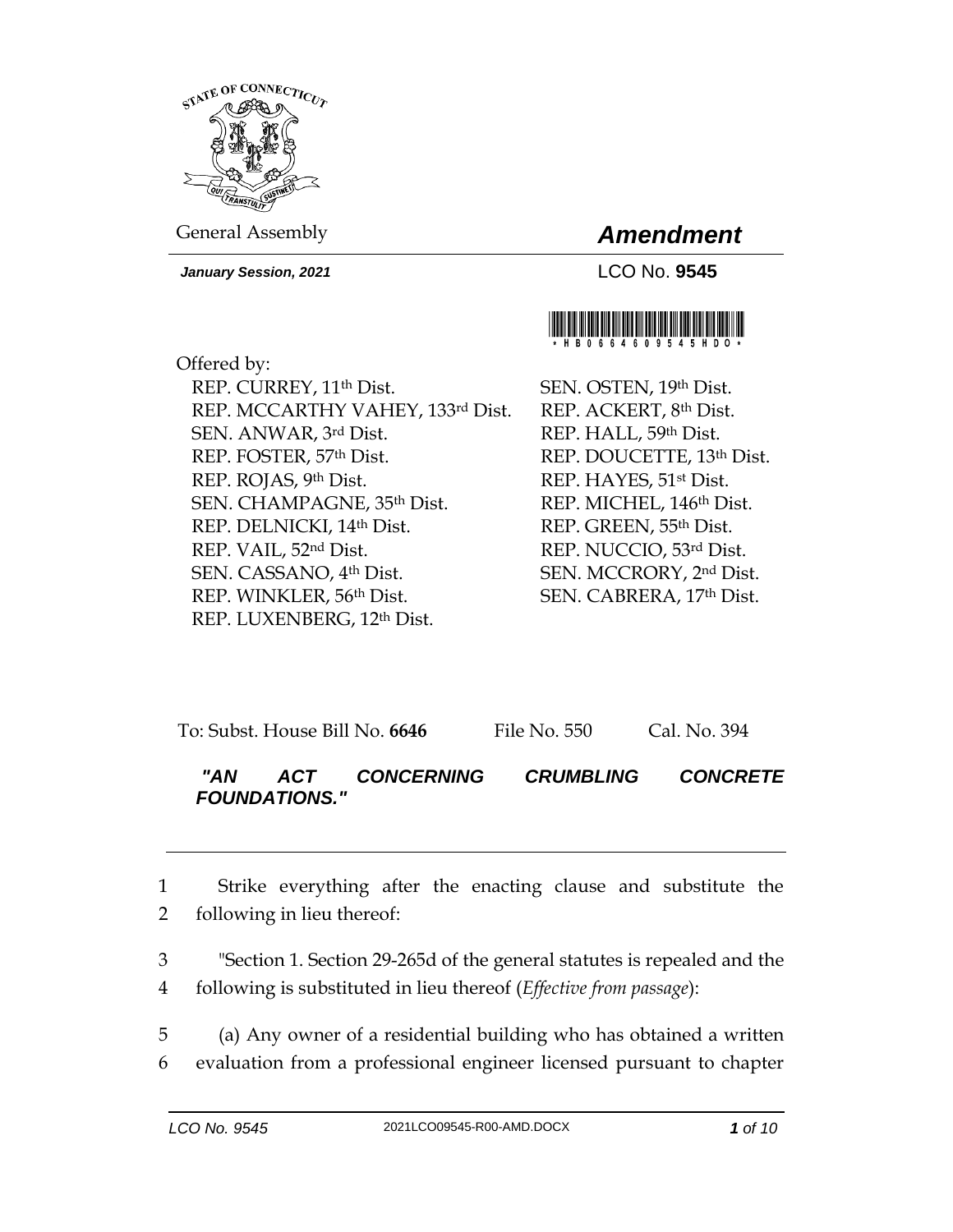General Assembly

# *Amendment*

***January Session, 2021***

LCO No. **9545**

Offered by:

REP. CURREY, 11th Dist.
REP. MCCARTHY VAHEY, 133rd Dist.
SEN. ANWAR, 3rd Dist.
REP. FOSTER, 57th Dist.
REP. ROJAS, 9th Dist.
SEN. CHAMPAGNE, 35th Dist.
REP. DELNICKI, 14th Dist.
REP. VAIL, 52nd Dist.
SEN. CASSANO, 4th Dist.
REP. WINKLER, 56th Dist.
REP. LUXENBERG, 12th Dist.
SEN. OSTEN, 19th Dist.
REP. ACKERT, 8th Dist.
REP. HALL, 59th Dist.
REP. DOUCETTE, 13th Dist.
REP. HAYES, 51st Dist.
REP. MICHEL, 146th Dist.
REP. GREEN, 55th Dist.
REP. NUCCIO, 53rd Dist.
SEN. MCCRORY, 2nd Dist.
SEN. CABRERA, 17th Dist.

To: Subst. House Bill No. **6646** File No. 550 Cal. No. 394

***"AN ACT CONCERNING CRUMBLING CONCRETE FOUNDATIONS."***

---

1 Strike everything after the enacting clause and substitute the
2 following in lieu thereof:

3 "Section 1. Section 29-265d of the general statutes is repealed and the
4 following is substituted in lieu thereof (*Effective from passage*):

5 (a) Any owner of a residential building who has obtained a written
6 evaluation from a professional engineer licensed pursuant to chapter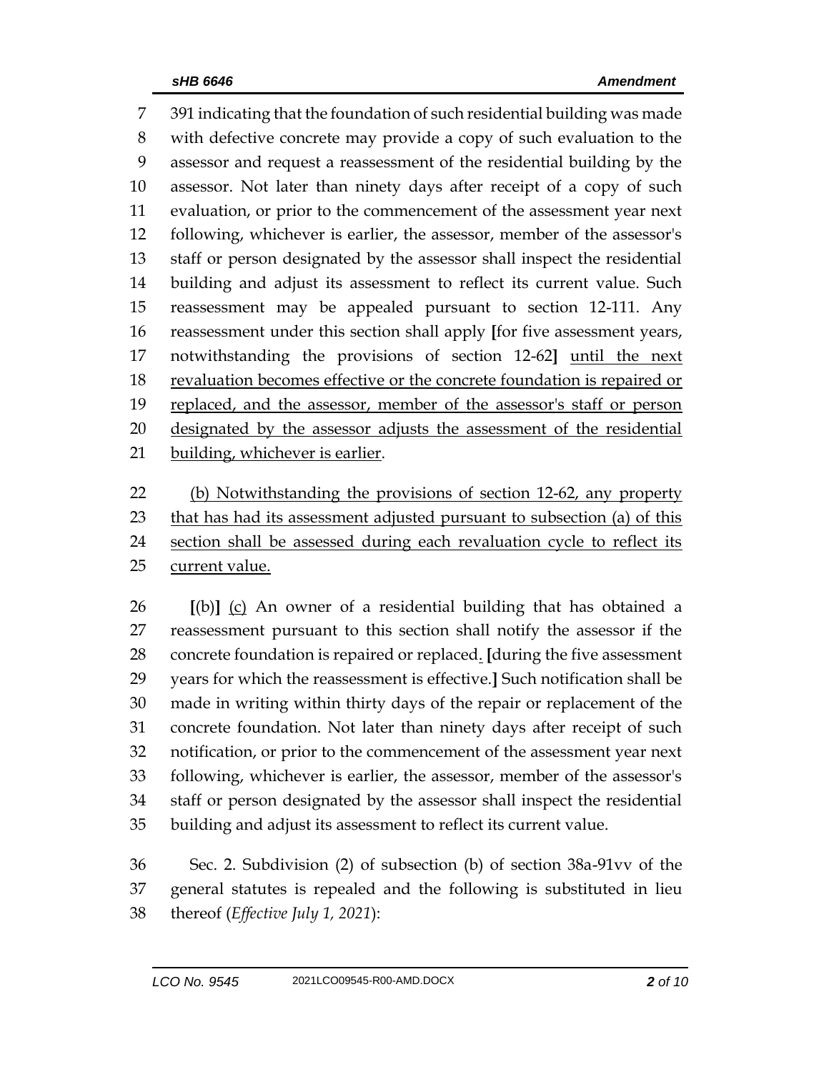391 indicating that the foundation of such residential building was made with defective concrete may provide a copy of such evaluation to the assessor and request a reassessment of the residential building by the assessor. Not later than ninety days after receipt of a copy of such evaluation, or prior to the commencement of the assessment year next following, whichever is earlier, the assessor, member of the assessor's staff or person designated by the assessor shall inspect the residential building and adjust its assessment to reflect its current value. Such reassessment may be appealed pursuant to section 12-111. Any reassessment under this section shall apply **[**for five assessment years, notwithstanding the provisions of section 12-62**]** <u>until the next revaluation becomes effective or the concrete foundation is repaired or replaced, and the assessor, member of the assessor's staff or person designated by the assessor adjusts the assessment of the residential building, whichever is earlier</u>.

<u>(b) Notwithstanding the provisions of section 12-62, any property that has had its assessment adjusted pursuant to subsection (a) of this section shall be assessed during each revaluation cycle to reflect its current value.</u>

**[**(b)**]** <u>(c)</u> An owner of a residential building that has obtained a reassessment pursuant to this section shall notify the assessor if the concrete foundation is repaired or replaced<u>.</u> **[**during the five assessment years for which the reassessment is effective.**]** Such notification shall be made in writing within thirty days of the repair or replacement of the concrete foundation. Not later than ninety days after receipt of such notification, or prior to the commencement of the assessment year next following, whichever is earlier, the assessor, member of the assessor's staff or person designated by the assessor shall inspect the residential building and adjust its assessment to reflect its current value.

Sec. 2. Subdivision (2) of subsection (b) of section 38a-91vv of the general statutes is repealed and the following is substituted in lieu thereof (*Effective July 1, 2021*):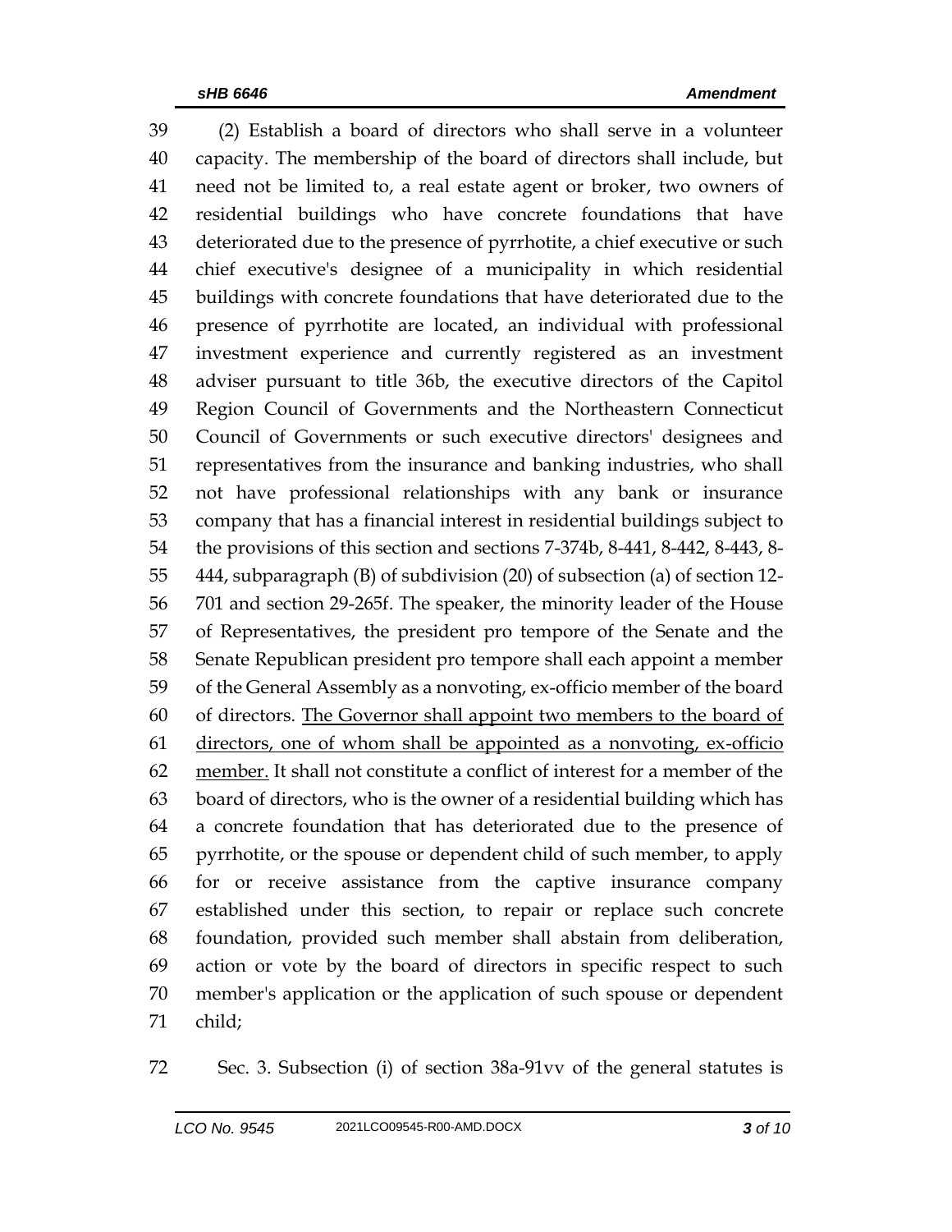(2) Establish a board of directors who shall serve in a volunteer capacity. The membership of the board of directors shall include, but need not be limited to, a real estate agent or broker, two owners of residential buildings who have concrete foundations that have deteriorated due to the presence of pyrrhotite, a chief executive or such chief executive's designee of a municipality in which residential buildings with concrete foundations that have deteriorated due to the presence of pyrrhotite are located, an individual with professional investment experience and currently registered as an investment adviser pursuant to title 36b, the executive directors of the Capitol Region Council of Governments and the Northeastern Connecticut Council of Governments or such executive directors' designees and representatives from the insurance and banking industries, who shall not have professional relationships with any bank or insurance company that has a financial interest in residential buildings subject to the provisions of this section and sections 7-374b, 8-441, 8-442, 8-443, 8-444, subparagraph (B) of subdivision (20) of subsection (a) of section 12-701 and section 29-265f. The speaker, the minority leader of the House of Representatives, the president pro tempore of the Senate and the Senate Republican president pro tempore shall each appoint a member of the General Assembly as a nonvoting, ex-officio member of the board of directors. <u>The Governor shall appoint two members to the board of directors, one of whom shall be appointed as a nonvoting, ex-officio member.</u> It shall not constitute a conflict of interest for a member of the board of directors, who is the owner of a residential building which has a concrete foundation that has deteriorated due to the presence of pyrrhotite, or the spouse or dependent child of such member, to apply for or receive assistance from the captive insurance company established under this section, to repair or replace such concrete foundation, provided such member shall abstain from deliberation, action or vote by the board of directors in specific respect to such member's application or the application of such spouse or dependent child;

Sec. 3. Subsection (i) of section 38a-91vv of the general statutes is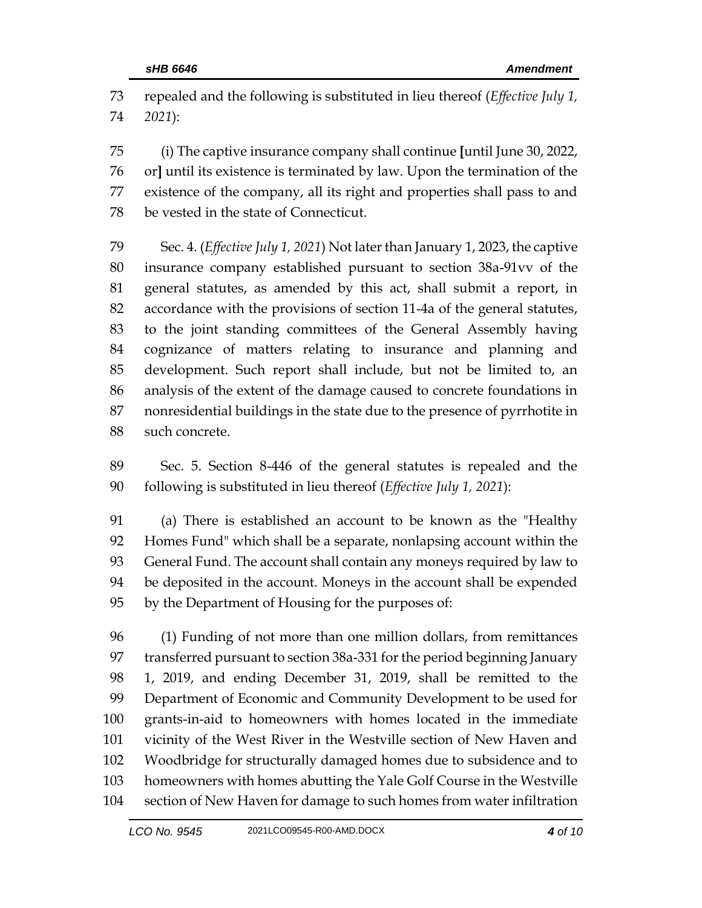73 repealed and the following is substituted in lieu thereof (*Effective July 1,*
74 *2021*):

75 (i) The captive insurance company shall continue **[**until June 30, 2022,
76 or**]** until its existence is terminated by law. Upon the termination of the
77 existence of the company, all its right and properties shall pass to and
78 be vested in the state of Connecticut.

79 Sec. 4. (*Effective July 1, 2021*) Not later than January 1, 2023, the captive
80 insurance company established pursuant to section 38a-91vv of the
81 general statutes, as amended by this act, shall submit a report, in
82 accordance with the provisions of section 11-4a of the general statutes,
83 to the joint standing committees of the General Assembly having
84 cognizance of matters relating to insurance and planning and
85 development. Such report shall include, but not be limited to, an
86 analysis of the extent of the damage caused to concrete foundations in
87 nonresidential buildings in the state due to the presence of pyrrhotite in
88 such concrete.

89 Sec. 5. Section 8-446 of the general statutes is repealed and the
90 following is substituted in lieu thereof (*Effective July 1, 2021*):

91 (a) There is established an account to be known as the "Healthy
92 Homes Fund" which shall be a separate, nonlapsing account within the
93 General Fund. The account shall contain any moneys required by law to
94 be deposited in the account. Moneys in the account shall be expended
95 by the Department of Housing for the purposes of:

96 (1) Funding of not more than one million dollars, from remittances
97 transferred pursuant to section 38a-331 for the period beginning January
98 1, 2019, and ending December 31, 2019, shall be remitted to the
99 Department of Economic and Community Development to be used for
100 grants-in-aid to homeowners with homes located in the immediate
101 vicinity of the West River in the Westville section of New Haven and
102 Woodbridge for structurally damaged homes due to subsidence and to
103 homeowners with homes abutting the Yale Golf Course in the Westville
104 section of New Haven for damage to such homes from water infiltration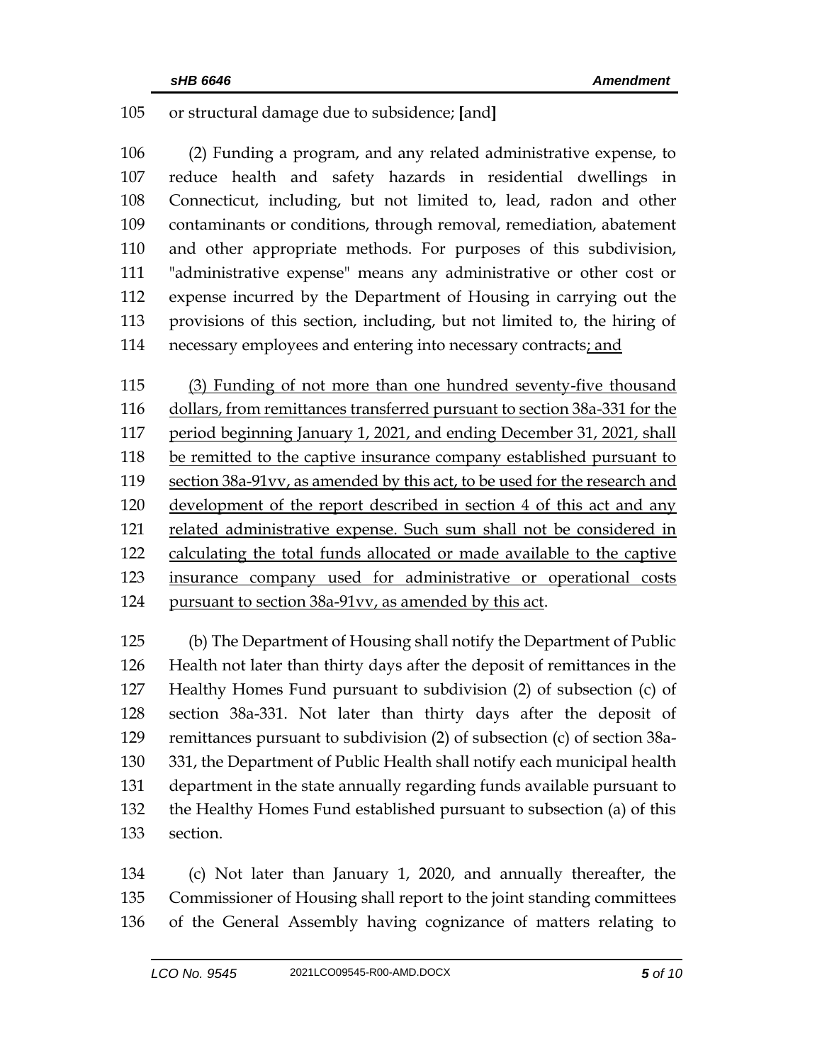105 or structural damage due to subsidence; **[**and**]**

106 (2) Funding a program, and any related administrative expense, to
107 reduce health and safety hazards in residential dwellings in
108 Connecticut, including, but not limited to, lead, radon and other
109 contaminants or conditions, through removal, remediation, abatement
110 and other appropriate methods. For purposes of this subdivision,
111 "administrative expense" means any administrative or other cost or
112 expense incurred by the Department of Housing in carrying out the
113 provisions of this section, including, but not limited to, the hiring of
114 necessary employees and entering into necessary contracts<u>; and</u>

115 <u>(3) Funding of not more than one hundred seventy-five thousand</u>
116 <u>dollars, from remittances transferred pursuant to section 38a-331 for the</u>
117 <u>period beginning January 1, 2021, and ending December 31, 2021, shall</u>
118 <u>be remitted to the captive insurance company established pursuant to</u>
119 <u>section 38a-91vv, as amended by this act, to be used for the research and</u>
120 <u>development of the report described in section 4 of this act and any</u>
121 <u>related administrative expense. Such sum shall not be considered in</u>
122 <u>calculating the total funds allocated or made available to the captive</u>
123 <u>insurance company used for administrative or operational costs</u>
124 <u>pursuant to section 38a-91vv, as amended by this act</u>.

125 (b) The Department of Housing shall notify the Department of Public
126 Health not later than thirty days after the deposit of remittances in the
127 Healthy Homes Fund pursuant to subdivision (2) of subsection (c) of
128 section 38a-331. Not later than thirty days after the deposit of
129 remittances pursuant to subdivision (2) of subsection (c) of section 38a-
130 331, the Department of Public Health shall notify each municipal health
131 department in the state annually regarding funds available pursuant to
132 the Healthy Homes Fund established pursuant to subsection (a) of this
133 section.

134 (c) Not later than January 1, 2020, and annually thereafter, the
135 Commissioner of Housing shall report to the joint standing committees
136 of the General Assembly having cognizance of matters relating to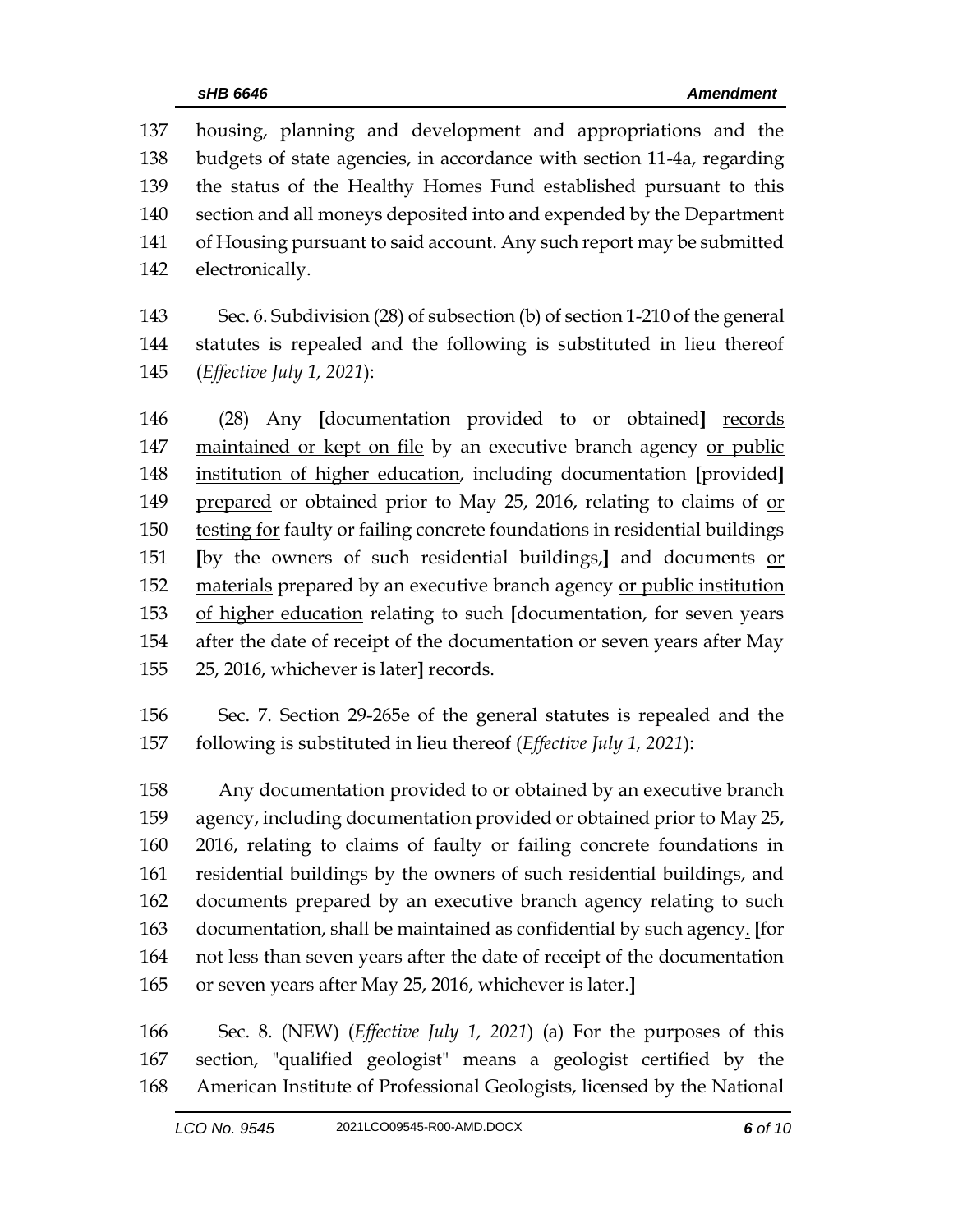137 housing, planning and development and appropriations and the
138 budgets of state agencies, in accordance with section 11-4a, regarding
139 the status of the Healthy Homes Fund established pursuant to this
140 section and all moneys deposited into and expended by the Department
141 of Housing pursuant to said account. Any such report may be submitted
142 electronically.

143 Sec. 6. Subdivision (28) of subsection (b) of section 1-210 of the general
144 statutes is repealed and the following is substituted in lieu thereof
145 (*Effective July 1, 2021*):

146 (28) Any **[**documentation provided to or obtained**]** <u>records</u>
147 <u>maintained or kept on file</u> by an executive branch agency <u>or public</u>
148 <u>institution of higher education</u>, including documentation **[**provided**]**
149 <u>prepared</u> or obtained prior to May 25, 2016, relating to claims of <u>or</u>
150 <u>testing for</u> faulty or failing concrete foundations in residential buildings
151 **[**by the owners of such residential buildings,**]** and documents <u>or</u>
152 <u>materials</u> prepared by an executive branch agency <u>or public institution</u>
153 <u>of higher education</u> relating to such **[**documentation, for seven years
154 after the date of receipt of the documentation or seven years after May
155 25, 2016, whichever is later**]** <u>records</u>.

156 Sec. 7. Section 29-265e of the general statutes is repealed and the
157 following is substituted in lieu thereof (*Effective July 1, 2021*):

158 Any documentation provided to or obtained by an executive branch
159 agency, including documentation provided or obtained prior to May 25,
160 2016, relating to claims of faulty or failing concrete foundations in
161 residential buildings by the owners of such residential buildings, and
162 documents prepared by an executive branch agency relating to such
163 documentation, shall be maintained as confidential by such agency<u>.</u> **[**for
164 not less than seven years after the date of receipt of the documentation
165 or seven years after May 25, 2016, whichever is later.**]**

166 Sec. 8. (NEW) (*Effective July 1, 2021*) (a) For the purposes of this
167 section, "qualified geologist" means a geologist certified by the
168 American Institute of Professional Geologists, licensed by the National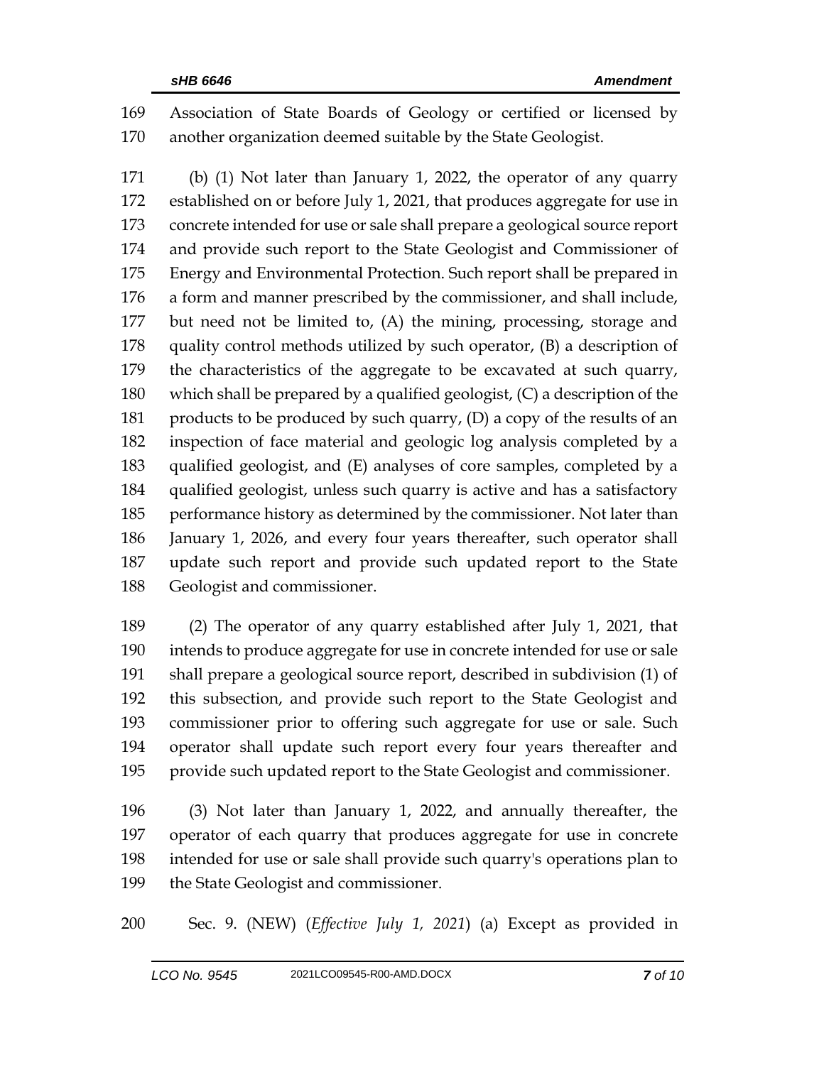Association of State Boards of Geology or certified or licensed by another organization deemed suitable by the State Geologist.

(b) (1) Not later than January 1, 2022, the operator of any quarry established on or before July 1, 2021, that produces aggregate for use in concrete intended for use or sale shall prepare a geological source report and provide such report to the State Geologist and Commissioner of Energy and Environmental Protection. Such report shall be prepared in a form and manner prescribed by the commissioner, and shall include, but need not be limited to, (A) the mining, processing, storage and quality control methods utilized by such operator, (B) a description of the characteristics of the aggregate to be excavated at such quarry, which shall be prepared by a qualified geologist, (C) a description of the products to be produced by such quarry, (D) a copy of the results of an inspection of face material and geologic log analysis completed by a qualified geologist, and (E) analyses of core samples, completed by a qualified geologist, unless such quarry is active and has a satisfactory performance history as determined by the commissioner. Not later than January 1, 2026, and every four years thereafter, such operator shall update such report and provide such updated report to the State Geologist and commissioner.

(2) The operator of any quarry established after July 1, 2021, that intends to produce aggregate for use in concrete intended for use or sale shall prepare a geological source report, described in subdivision (1) of this subsection, and provide such report to the State Geologist and commissioner prior to offering such aggregate for use or sale. Such operator shall update such report every four years thereafter and provide such updated report to the State Geologist and commissioner.

(3) Not later than January 1, 2022, and annually thereafter, the operator of each quarry that produces aggregate for use in concrete intended for use or sale shall provide such quarry's operations plan to the State Geologist and commissioner.

Sec. 9. (NEW) (*Effective July 1, 2021*) (a) Except as provided in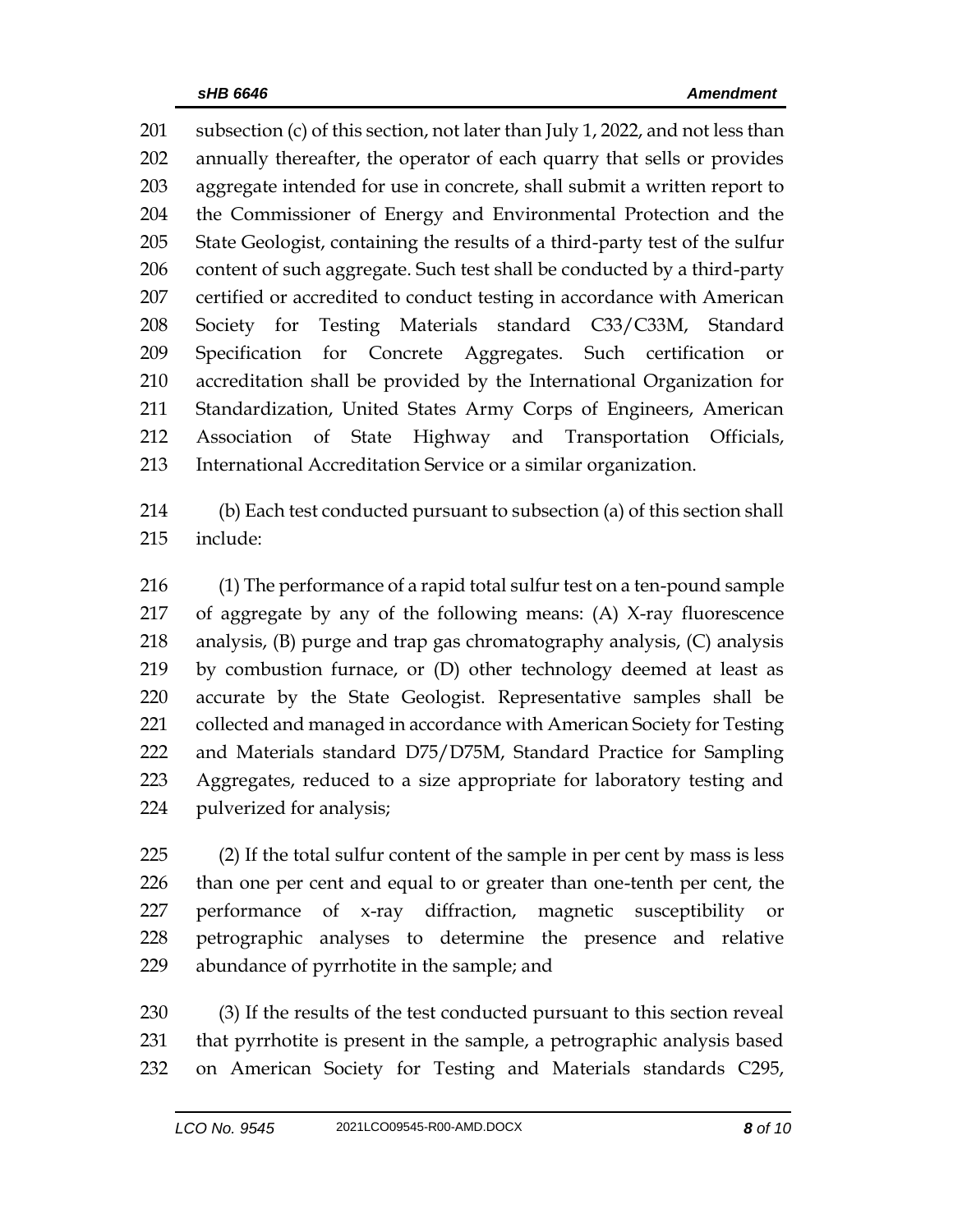subsection (c) of this section, not later than July 1, 2022, and not less than annually thereafter, the operator of each quarry that sells or provides aggregate intended for use in concrete, shall submit a written report to the Commissioner of Energy and Environmental Protection and the State Geologist, containing the results of a third-party test of the sulfur content of such aggregate. Such test shall be conducted by a third-party certified or accredited to conduct testing in accordance with American Society for Testing Materials standard C33/C33M, Standard Specification for Concrete Aggregates. Such certification or accreditation shall be provided by the International Organization for Standardization, United States Army Corps of Engineers, American Association of State Highway and Transportation Officials, International Accreditation Service or a similar organization.

(b) Each test conducted pursuant to subsection (a) of this section shall include:

(1) The performance of a rapid total sulfur test on a ten-pound sample of aggregate by any of the following means: (A) X-ray fluorescence analysis, (B) purge and trap gas chromatography analysis, (C) analysis by combustion furnace, or (D) other technology deemed at least as accurate by the State Geologist. Representative samples shall be collected and managed in accordance with American Society for Testing and Materials standard D75/D75M, Standard Practice for Sampling Aggregates, reduced to a size appropriate for laboratory testing and pulverized for analysis;

(2) If the total sulfur content of the sample in per cent by mass is less than one per cent and equal to or greater than one-tenth per cent, the performance of x-ray diffraction, magnetic susceptibility or petrographic analyses to determine the presence and relative abundance of pyrrhotite in the sample; and

(3) If the results of the test conducted pursuant to this section reveal that pyrrhotite is present in the sample, a petrographic analysis based on American Society for Testing and Materials standards C295,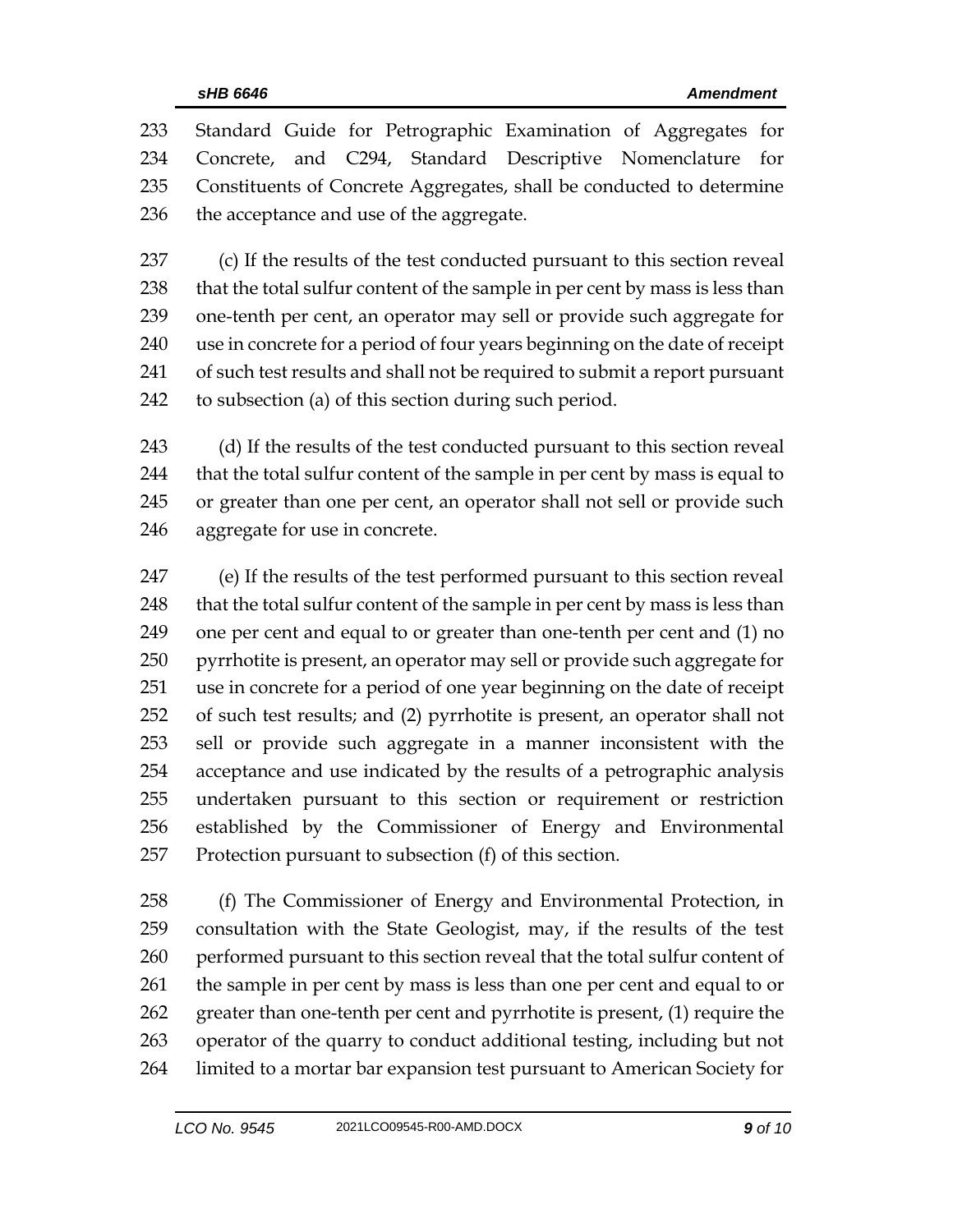Standard Guide for Petrographic Examination of Aggregates for Concrete, and C294, Standard Descriptive Nomenclature for Constituents of Concrete Aggregates, shall be conducted to determine the acceptance and use of the aggregate.

(c) If the results of the test conducted pursuant to this section reveal that the total sulfur content of the sample in per cent by mass is less than one-tenth per cent, an operator may sell or provide such aggregate for use in concrete for a period of four years beginning on the date of receipt of such test results and shall not be required to submit a report pursuant to subsection (a) of this section during such period.

(d) If the results of the test conducted pursuant to this section reveal that the total sulfur content of the sample in per cent by mass is equal to or greater than one per cent, an operator shall not sell or provide such aggregate for use in concrete.

(e) If the results of the test performed pursuant to this section reveal that the total sulfur content of the sample in per cent by mass is less than one per cent and equal to or greater than one-tenth per cent and (1) no pyrrhotite is present, an operator may sell or provide such aggregate for use in concrete for a period of one year beginning on the date of receipt of such test results; and (2) pyrrhotite is present, an operator shall not sell or provide such aggregate in a manner inconsistent with the acceptance and use indicated by the results of a petrographic analysis undertaken pursuant to this section or requirement or restriction established by the Commissioner of Energy and Environmental Protection pursuant to subsection (f) of this section.

(f) The Commissioner of Energy and Environmental Protection, in consultation with the State Geologist, may, if the results of the test performed pursuant to this section reveal that the total sulfur content of the sample in per cent by mass is less than one per cent and equal to or greater than one-tenth per cent and pyrrhotite is present, (1) require the operator of the quarry to conduct additional testing, including but not limited to a mortar bar expansion test pursuant to American Society for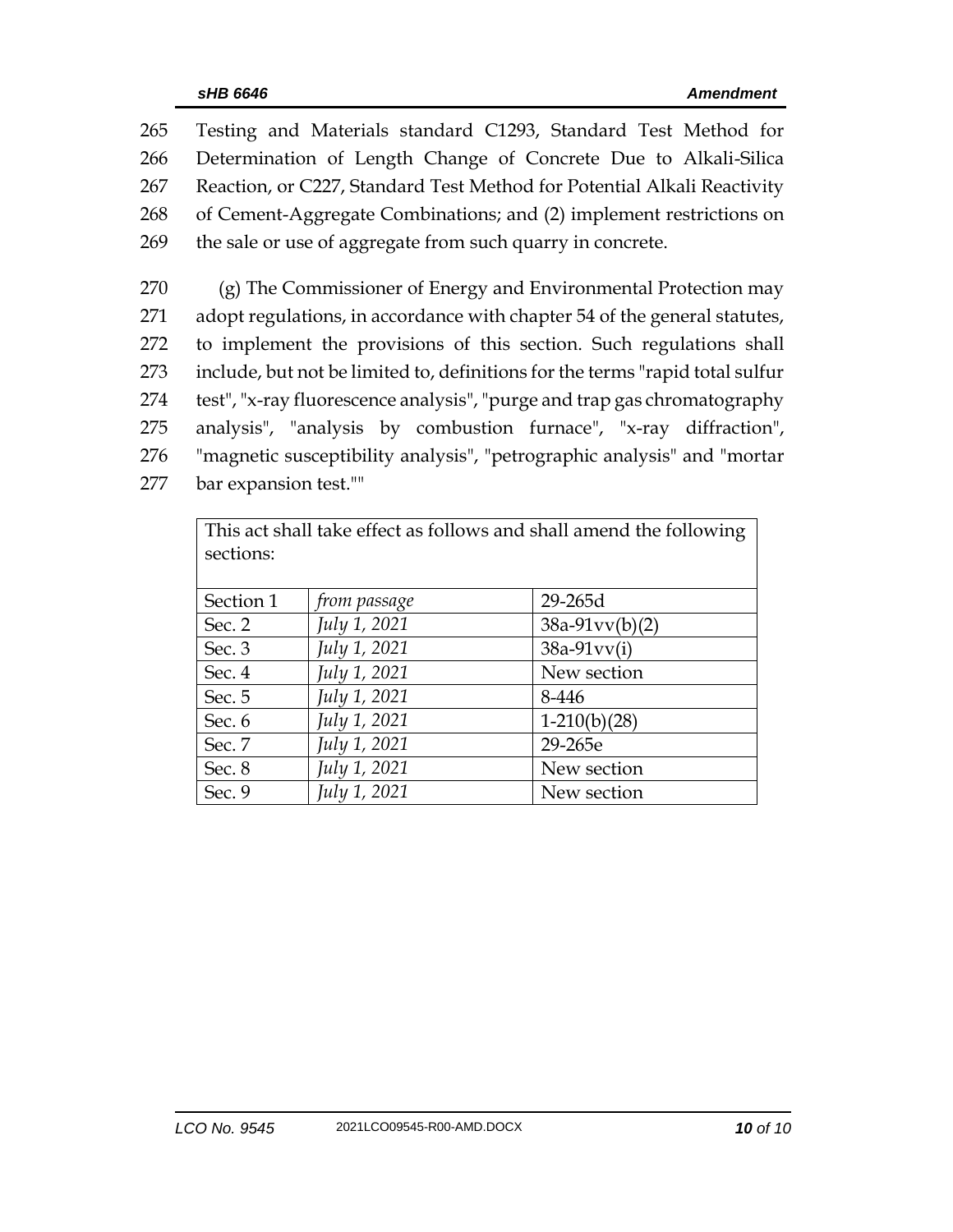Testing and Materials standard C1293, Standard Test Method for Determination of Length Change of Concrete Due to Alkali-Silica Reaction, or C227, Standard Test Method for Potential Alkali Reactivity of Cement-Aggregate Combinations; and (2) implement restrictions on the sale or use of aggregate from such quarry in concrete.

(g) The Commissioner of Energy and Environmental Protection may adopt regulations, in accordance with chapter 54 of the general statutes, to implement the provisions of this section. Such regulations shall include, but not be limited to, definitions for the terms "rapid total sulfur test", "x-ray fluorescence analysis", "purge and trap gas chromatography analysis", "analysis by combustion furnace", "x-ray diffraction", "magnetic susceptibility analysis", "petrographic analysis" and "mortar bar expansion test.""

| This act shall take effect as follows and shall amend the following sections: | | |
|---|---|---|
| Section 1 | *from passage* | 29-265d |
| Sec. 2 | *July 1, 2021* | 38a-91vv(b)(2) |
| Sec. 3 | *July 1, 2021* | 38a-91vv(i) |
| Sec. 4 | *July 1, 2021* | New section |
| Sec. 5 | *July 1, 2021* | 8-446 |
| Sec. 6 | *July 1, 2021* | 1-210(b)(28) |
| Sec. 7 | *July 1, 2021* | 29-265e |
| Sec. 8 | *July 1, 2021* | New section |
| Sec. 9 | *July 1, 2021* | New section |